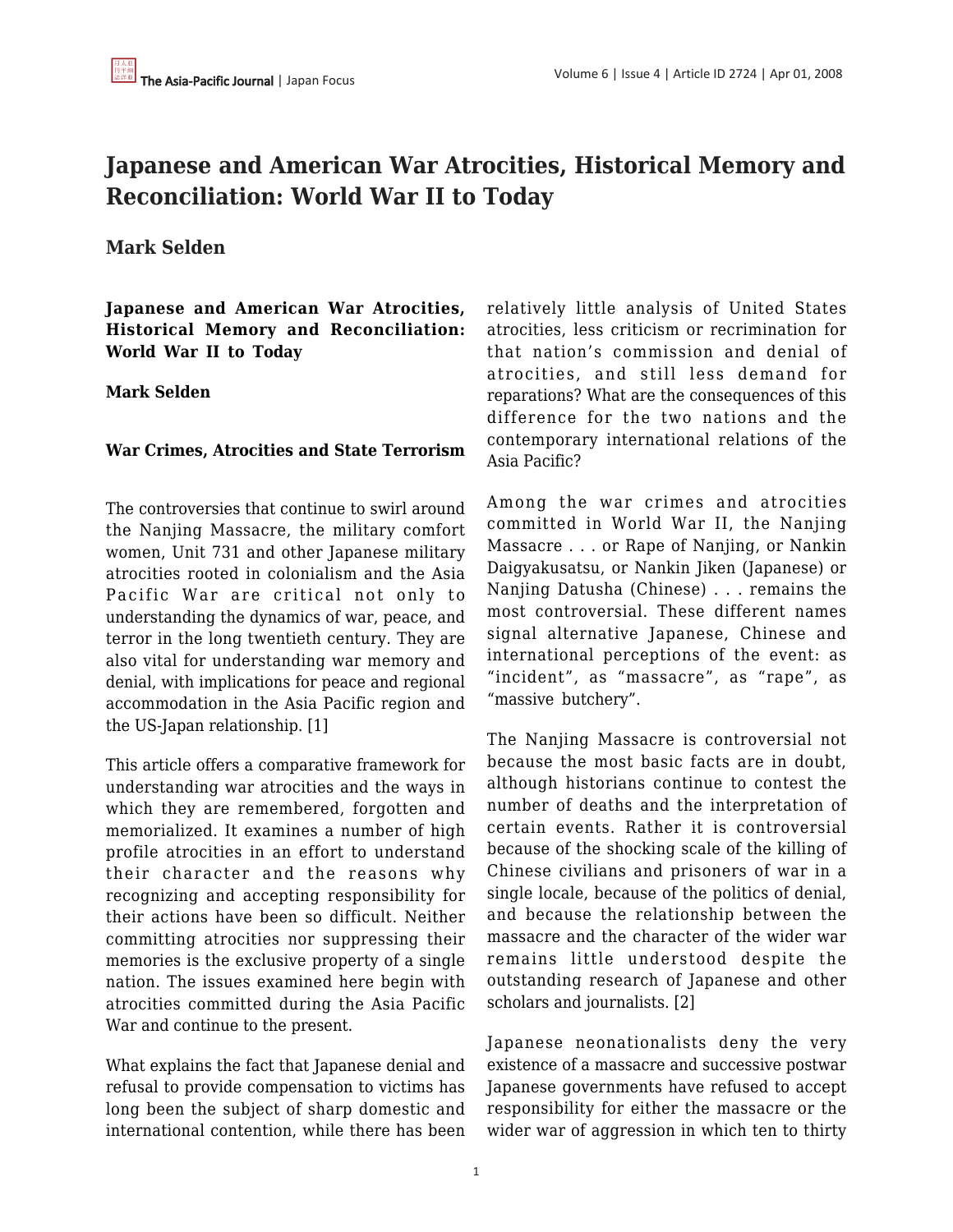# Japanese and American War Atrocities, Historical Memory and Reconciliation: World War II to Today

**Mark Selden**

**Japanese and American War Atrocities, Historical Memory and Reconciliation: World War II to Today**

**Mark Selden**

**War Crimes, Atrocities and State Terrorism**

The controversies that continue to swirl around the Nanjing Massacre, the military comfort women, Unit 731 and other Japanese military atrocities rooted in colonialism and the Asia Pacific War are critical not only to understanding the dynamics of war, peace, and terror in the long twentieth century. They are also vital for understanding war memory and denial, with implications for peace and regional accommodation in the Asia Pacific region and the US-Japan relationship. [1]

This article offers a comparative framework for understanding war atrocities and the ways in which they are remembered, forgotten and memorialized. It examines a number of high profile atrocities in an effort to understand their character and the reasons why recognizing and accepting responsibility for their actions have been so difficult. Neither committing atrocities nor suppressing their memories is the exclusive property of a single nation. The issues examined here begin with atrocities committed during the Asia Pacific War and continue to the present.

What explains the fact that Japanese denial and refusal to provide compensation to victims has long been the subject of sharp domestic and international contention, while there has been relatively little analysis of United States atrocities, less criticism or recrimination for that nation's commission and denial of atrocities, and still less demand for reparations? What are the consequences of this difference for the two nations and the contemporary international relations of the Asia Pacific?

Among the war crimes and atrocities committed in World War II, the Nanjing Massacre . . . or Rape of Nanjing, or Nankin Daigyakusatsu, or Nankin Jiken (Japanese) or Nanjing Datusha (Chinese) . . . remains the most controversial. These different names signal alternative Japanese, Chinese and international perceptions of the event: as "incident", as "massacre", as "rape", as "massive butchery".

The Nanjing Massacre is controversial not because the most basic facts are in doubt, although historians continue to contest the number of deaths and the interpretation of certain events. Rather it is controversial because of the shocking scale of the killing of Chinese civilians and prisoners of war in a single locale, because of the politics of denial, and because the relationship between the massacre and the character of the wider war remains little understood despite the outstanding research of Japanese and other scholars and journalists. [2]

Japanese neonationalists deny the very existence of a massacre and successive postwar Japanese governments have refused to accept responsibility for either the massacre or the wider war of aggression in which ten to thirty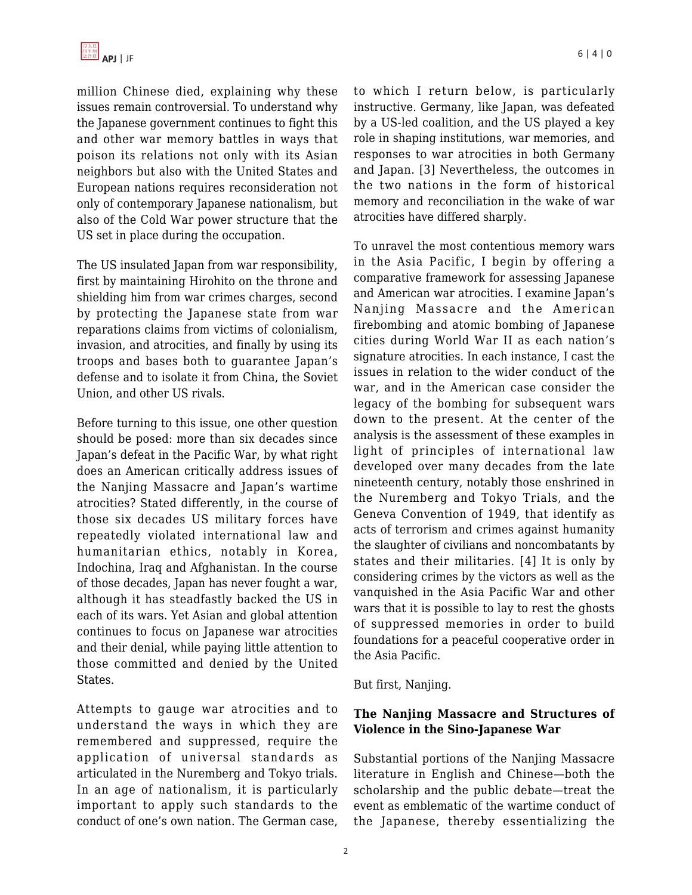million Chinese died, explaining why these issues remain controversial. To understand why the Japanese government continues to fight this and other war memory battles in ways that poison its relations not only with its Asian neighbors but also with the United States and European nations requires reconsideration not only of contemporary Japanese nationalism, but also of the Cold War power structure that the US set in place during the occupation.

The US insulated Japan from war responsibility, first by maintaining Hirohito on the throne and shielding him from war crimes charges, second by protecting the Japanese state from war reparations claims from victims of colonialism, invasion, and atrocities, and finally by using its troops and bases both to guarantee Japan's defense and to isolate it from China, the Soviet Union, and other US rivals.

Before turning to this issue, one other question should be posed: more than six decades since Japan's defeat in the Pacific War, by what right does an American critically address issues of the Nanjing Massacre and Japan's wartime atrocities? Stated differently, in the course of those six decades US military forces have repeatedly violated international law and humanitarian ethics, notably in Korea, Indochina, Iraq and Afghanistan. In the course of those decades, Japan has never fought a war, although it has steadfastly backed the US in each of its wars. Yet Asian and global attention continues to focus on Japanese war atrocities and their denial, while paying little attention to those committed and denied by the United States.

Attempts to gauge war atrocities and to understand the ways in which they are remembered and suppressed, require the application of universal standards as articulated in the Nuremberg and Tokyo trials. In an age of nationalism, it is particularly important to apply such standards to the conduct of one's own nation. The German case, to which I return below, is particularly instructive. Germany, like Japan, was defeated by a US-led coalition, and the US played a key role in shaping institutions, war memories, and responses to war atrocities in both Germany and Japan. [3] Nevertheless, the outcomes in the two nations in the form of historical memory and reconciliation in the wake of war atrocities have differed sharply.

To unravel the most contentious memory wars in the Asia Pacific, I begin by offering a comparative framework for assessing Japanese and American war atrocities. I examine Japan's Nanjing Massacre and the American firebombing and atomic bombing of Japanese cities during World War II as each nation's signature atrocities. In each instance, I cast the issues in relation to the wider conduct of the war, and in the American case consider the legacy of the bombing for subsequent wars down to the present. At the center of the analysis is the assessment of these examples in light of principles of international law developed over many decades from the late nineteenth century, notably those enshrined in the Nuremberg and Tokyo Trials, and the Geneva Convention of 1949, that identify as acts of terrorism and crimes against humanity the slaughter of civilians and noncombatants by states and their militaries. [4] It is only by considering crimes by the victors as well as the vanquished in the Asia Pacific War and other wars that it is possible to lay to rest the ghosts of suppressed memories in order to build foundations for a peaceful cooperative order in the Asia Pacific.

But first, Nanjing.

### The Nanjing Massacre and Structures of Violence in the Sino-Japanese War

Substantial portions of the Nanjing Massacre literature in English and Chinese—both the scholarship and the public debate—treat the event as emblematic of the wartime conduct of the Japanese, thereby essentializing the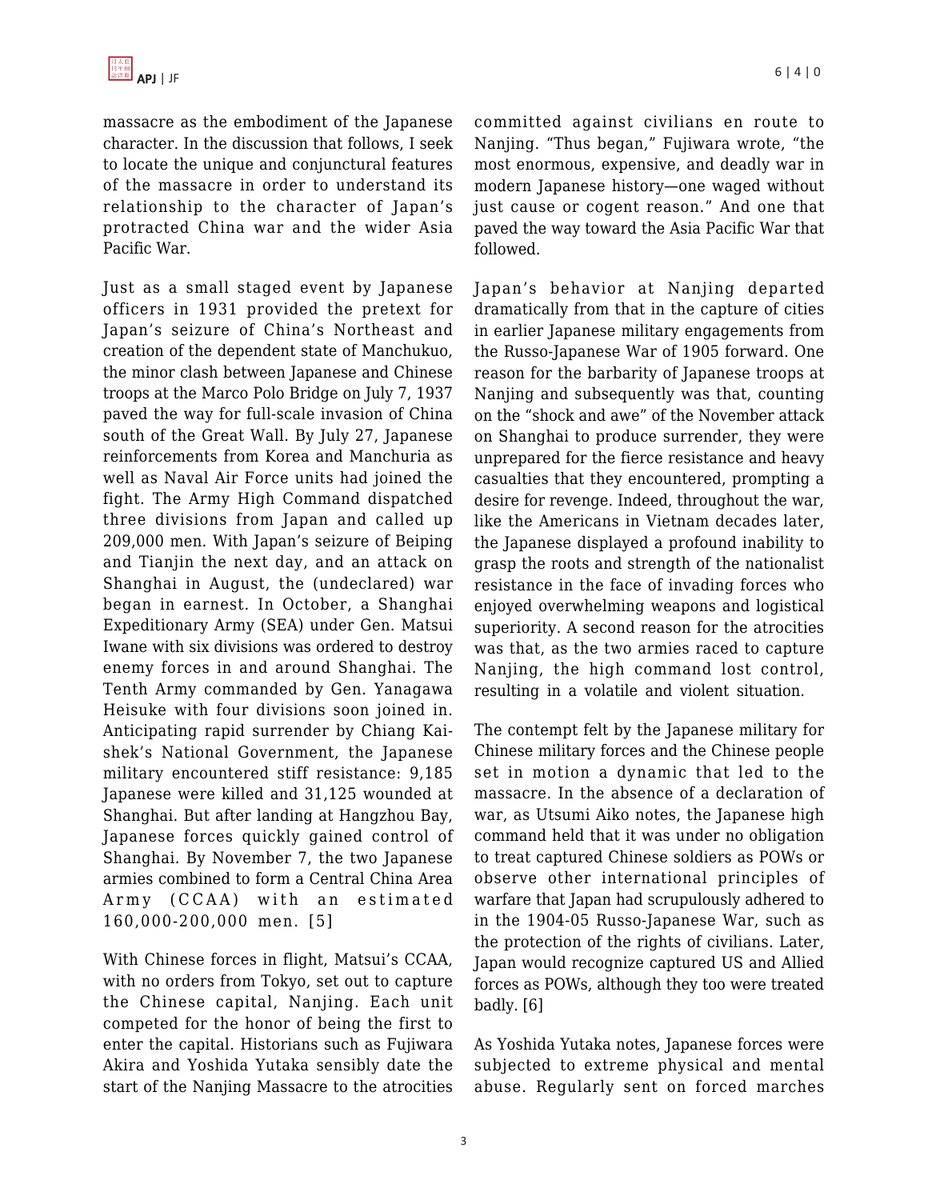massacre as the embodiment of the Japanese character. In the discussion that follows, I seek to locate the unique and conjunctural features of the massacre in order to understand its relationship to the character of Japan's protracted China war and the wider Asia Pacific War.

Just as a small staged event by Japanese officers in 1931 provided the pretext for Japan's seizure of China's Northeast and creation of the dependent state of Manchukuo, the minor clash between Japanese and Chinese troops at the Marco Polo Bridge on July 7, 1937 paved the way for full-scale invasion of China south of the Great Wall. By July 27, Japanese reinforcements from Korea and Manchuria as well as Naval Air Force units had joined the fight. The Army High Command dispatched three divisions from Japan and called up 209,000 men. With Japan's seizure of Beiping and Tianjin the next day, and an attack on Shanghai in August, the (undeclared) war began in earnest. In October, a Shanghai Expeditionary Army (SEA) under Gen. Matsui Iwane with six divisions was ordered to destroy enemy forces in and around Shanghai. The Tenth Army commanded by Gen. Yanagawa Heisuke with four divisions soon joined in. Anticipating rapid surrender by Chiang Kai-shek's National Government, the Japanese military encountered stiff resistance: 9,185 Japanese were killed and 31,125 wounded at Shanghai. But after landing at Hangzhou Bay, Japanese forces quickly gained control of Shanghai. By November 7, the two Japanese armies combined to form a Central China Area Army (CCAA) with an estimated 160,000-200,000 men. [5]

With Chinese forces in flight, Matsui's CCAA, with no orders from Tokyo, set out to capture the Chinese capital, Nanjing. Each unit competed for the honor of being the first to enter the capital. Historians such as Fujiwara Akira and Yoshida Yutaka sensibly date the start of the Nanjing Massacre to the atrocities committed against civilians en route to Nanjing. "Thus began," Fujiwara wrote, "the most enormous, expensive, and deadly war in modern Japanese history—one waged without just cause or cogent reason." And one that paved the way toward the Asia Pacific War that followed.

Japan's behavior at Nanjing departed dramatically from that in the capture of cities in earlier Japanese military engagements from the Russo-Japanese War of 1905 forward. One reason for the barbarity of Japanese troops at Nanjing and subsequently was that, counting on the "shock and awe" of the November attack on Shanghai to produce surrender, they were unprepared for the fierce resistance and heavy casualties that they encountered, prompting a desire for revenge. Indeed, throughout the war, like the Americans in Vietnam decades later, the Japanese displayed a profound inability to grasp the roots and strength of the nationalist resistance in the face of invading forces who enjoyed overwhelming weapons and logistical superiority. A second reason for the atrocities was that, as the two armies raced to capture Nanjing, the high command lost control, resulting in a volatile and violent situation.

The contempt felt by the Japanese military for Chinese military forces and the Chinese people set in motion a dynamic that led to the massacre. In the absence of a declaration of war, as Utsumi Aiko notes, the Japanese high command held that it was under no obligation to treat captured Chinese soldiers as POWs or observe other international principles of warfare that Japan had scrupulously adhered to in the 1904-05 Russo-Japanese War, such as the protection of the rights of civilians. Later, Japan would recognize captured US and Allied forces as POWs, although they too were treated badly. [6]

As Yoshida Yutaka notes, Japanese forces were subjected to extreme physical and mental abuse. Regularly sent on forced marches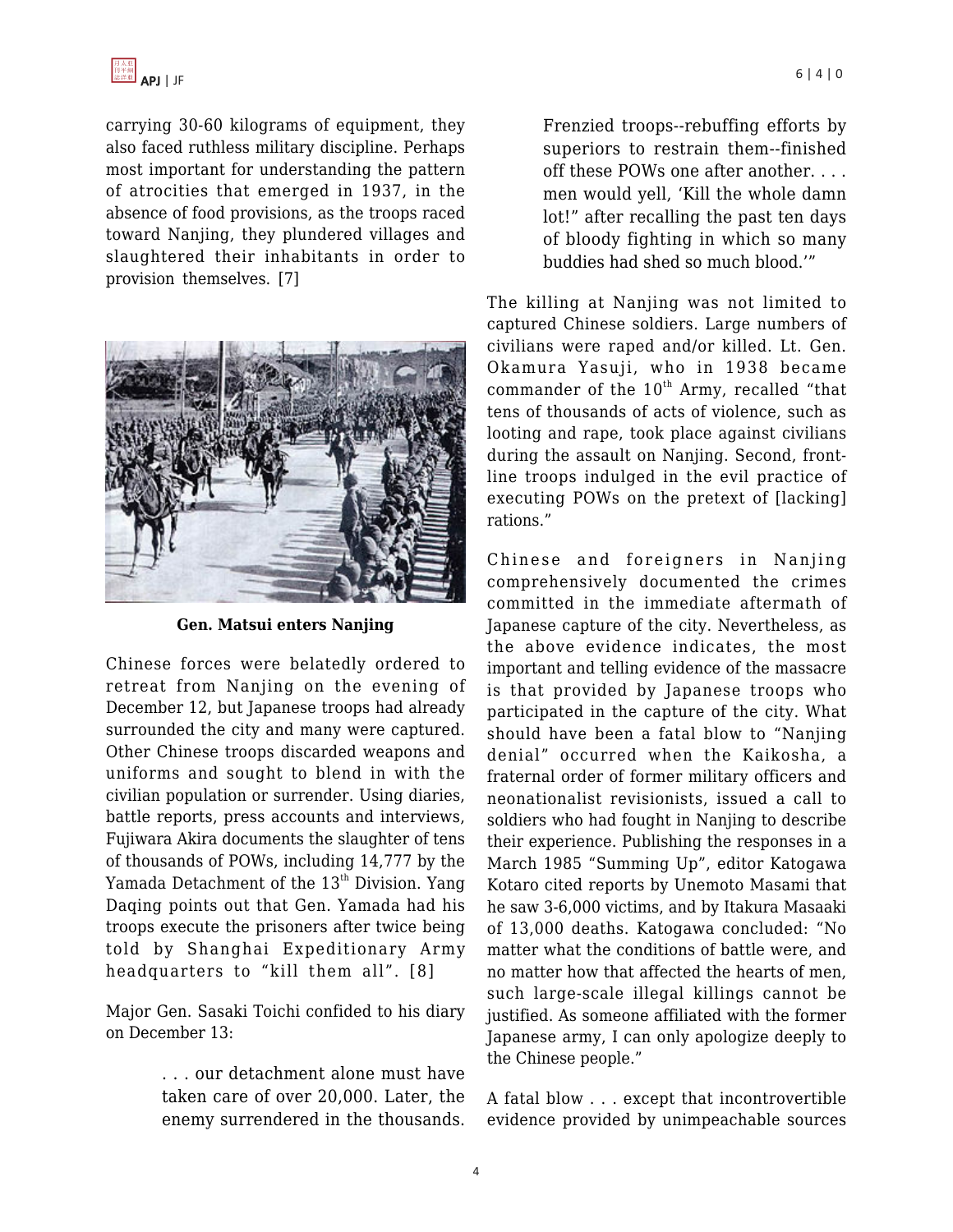carrying 30-60 kilograms of equipment, they also faced ruthless military discipline. Perhaps most important for understanding the pattern of atrocities that emerged in 1937, in the absence of food provisions, as the troops raced toward Nanjing, they plundered villages and slaughtered their inhabitants in order to provision themselves. [7]

**Gen. Matsui enters Nanjing**

Chinese forces were belatedly ordered to retreat from Nanjing on the evening of December 12, but Japanese troops had already surrounded the city and many were captured. Other Chinese troops discarded weapons and uniforms and sought to blend in with the civilian population or surrender. Using diaries, battle reports, press accounts and interviews, Fujiwara Akira documents the slaughter of tens of thousands of POWs, including 14,777 by the Yamada Detachment of the 13th Division. Yang Daqing points out that Gen. Yamada had his troops execute the prisoners after twice being told by Shanghai Expeditionary Army headquarters to "kill them all". [8]

Major Gen. Sasaki Toichi confided to his diary on December 13:

> . . . our detachment alone must have taken care of over 20,000. Later, the enemy surrendered in the thousands. Frenzied troops--rebuffing efforts by superiors to restrain them--finished off these POWs one after another. . . . men would yell, 'Kill the whole damn lot!" after recalling the past ten days of bloody fighting in which so many buddies had shed so much blood.'"

The killing at Nanjing was not limited to captured Chinese soldiers. Large numbers of civilians were raped and/or killed. Lt. Gen. Okamura Yasuji, who in 1938 became commander of the 10th Army, recalled "that tens of thousands of acts of violence, such as looting and rape, took place against civilians during the assault on Nanjing. Second, front-line troops indulged in the evil practice of executing POWs on the pretext of [lacking] rations."

Chinese and foreigners in Nanjing comprehensively documented the crimes committed in the immediate aftermath of Japanese capture of the city. Nevertheless, as the above evidence indicates, the most important and telling evidence of the massacre is that provided by Japanese troops who participated in the capture of the city. What should have been a fatal blow to "Nanjing denial" occurred when the Kaikosha, a fraternal order of former military officers and neonationalist revisionists, issued a call to soldiers who had fought in Nanjing to describe their experience. Publishing the responses in a March 1985 "Summing Up", editor Katogawa Kotaro cited reports by Unemoto Masami that he saw 3-6,000 victims, and by Itakura Masaaki of 13,000 deaths. Katogawa concluded: "No matter what the conditions of battle were, and no matter how that affected the hearts of men, such large-scale illegal killings cannot be justified. As someone affiliated with the former Japanese army, I can only apologize deeply to the Chinese people."

A fatal blow . . . except that incontrovertible evidence provided by unimpeachable sources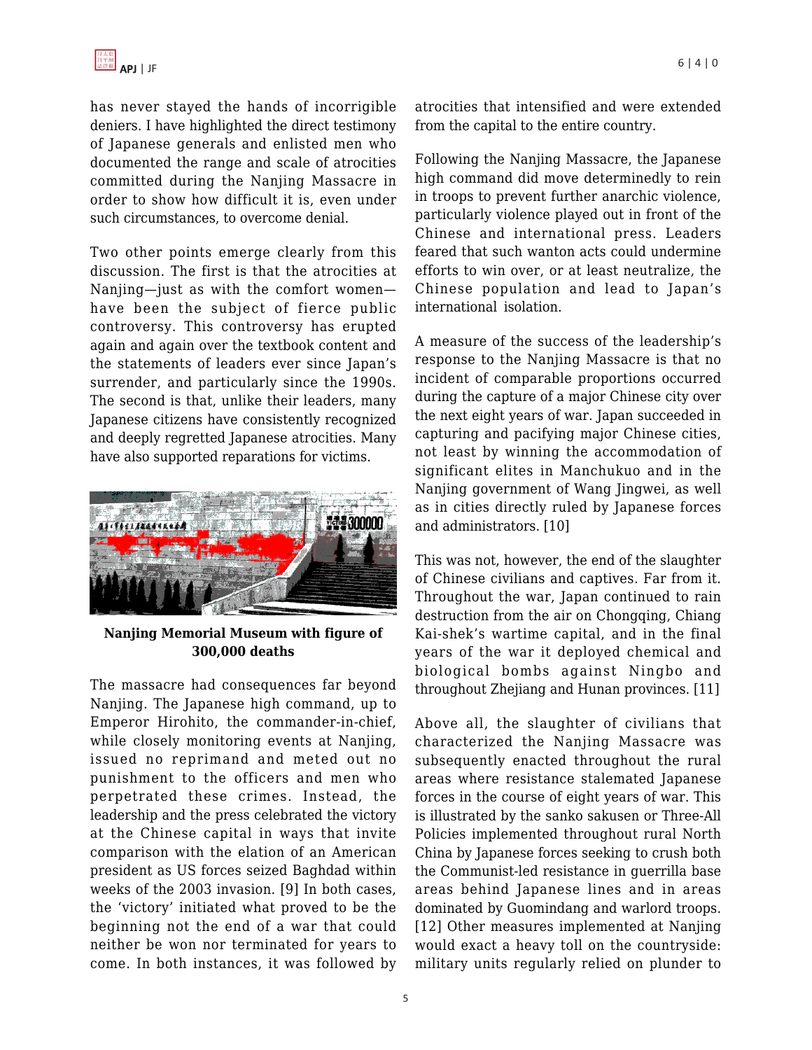has never stayed the hands of incorrigible deniers. I have highlighted the direct testimony of Japanese generals and enlisted men who documented the range and scale of atrocities committed during the Nanjing Massacre in order to show how difficult it is, even under such circumstances, to overcome denial.

Two other points emerge clearly from this discussion. The first is that the atrocities at Nanjing—just as with the comfort women—have been the subject of fierce public controversy. This controversy has erupted again and again over the textbook content and the statements of leaders ever since Japan's surrender, and particularly since the 1990s. The second is that, unlike their leaders, many Japanese citizens have consistently recognized and deeply regretted Japanese atrocities. Many have also supported reparations for victims.

**Nanjing Memorial Museum with figure of 300,000 deaths**

The massacre had consequences far beyond Nanjing. The Japanese high command, up to Emperor Hirohito, the commander-in-chief, while closely monitoring events at Nanjing, issued no reprimand and meted out no punishment to the officers and men who perpetrated these crimes. Instead, the leadership and the press celebrated the victory at the Chinese capital in ways that invite comparison with the elation of an American president as US forces seized Baghdad within weeks of the 2003 invasion. [9] In both cases, the 'victory' initiated what proved to be the beginning not the end of a war that could neither be won nor terminated for years to come. In both instances, it was followed by atrocities that intensified and were extended from the capital to the entire country.

Following the Nanjing Massacre, the Japanese high command did move determinedly to rein in troops to prevent further anarchic violence, particularly violence played out in front of the Chinese and international press. Leaders feared that such wanton acts could undermine efforts to win over, or at least neutralize, the Chinese population and lead to Japan's international isolation.

A measure of the success of the leadership's response to the Nanjing Massacre is that no incident of comparable proportions occurred during the capture of a major Chinese city over the next eight years of war. Japan succeeded in capturing and pacifying major Chinese cities, not least by winning the accommodation of significant elites in Manchukuo and in the Nanjing government of Wang Jingwei, as well as in cities directly ruled by Japanese forces and administrators. [10]

This was not, however, the end of the slaughter of Chinese civilians and captives. Far from it. Throughout the war, Japan continued to rain destruction from the air on Chongqing, Chiang Kai-shek's wartime capital, and in the final years of the war it deployed chemical and biological bombs against Ningbo and throughout Zhejiang and Hunan provinces. [11]

Above all, the slaughter of civilians that characterized the Nanjing Massacre was subsequently enacted throughout the rural areas where resistance stalemated Japanese forces in the course of eight years of war. This is illustrated by the sanko sakusen or Three-All Policies implemented throughout rural North China by Japanese forces seeking to crush both the Communist-led resistance in guerrilla base areas behind Japanese lines and in areas dominated by Guomindang and warlord troops. [12] Other measures implemented at Nanjing would exact a heavy toll on the countryside: military units regularly relied on plunder to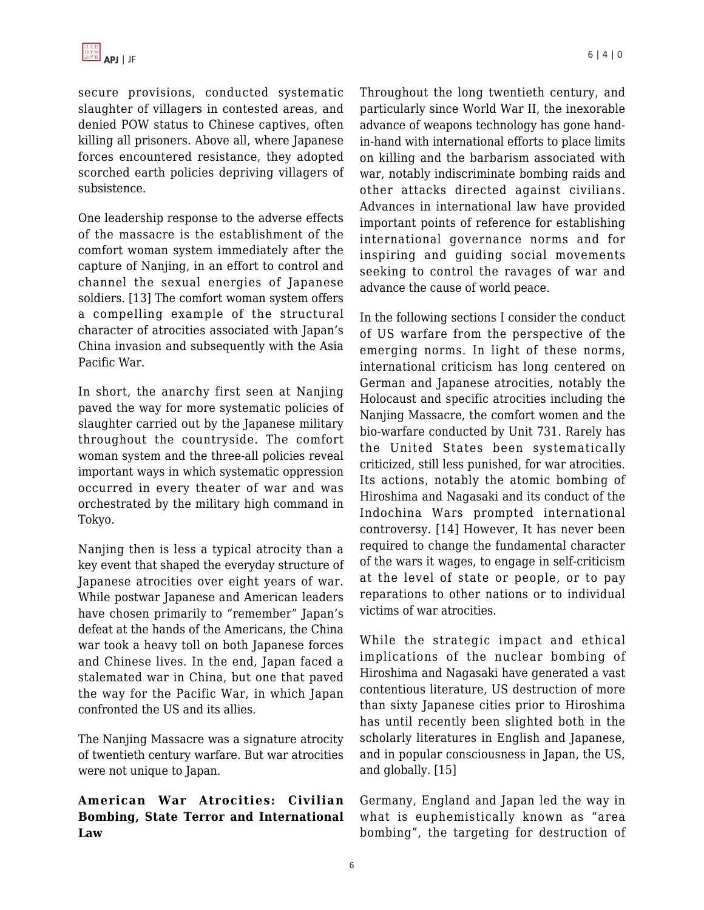secure provisions, conducted systematic slaughter of villagers in contested areas, and denied POW status to Chinese captives, often killing all prisoners. Above all, where Japanese forces encountered resistance, they adopted scorched earth policies depriving villagers of subsistence.

One leadership response to the adverse effects of the massacre is the establishment of the comfort woman system immediately after the capture of Nanjing, in an effort to control and channel the sexual energies of Japanese soldiers. [13] The comfort woman system offers a compelling example of the structural character of atrocities associated with Japan's China invasion and subsequently with the Asia Pacific War.

In short, the anarchy first seen at Nanjing paved the way for more systematic policies of slaughter carried out by the Japanese military throughout the countryside. The comfort woman system and the three-all policies reveal important ways in which systematic oppression occurred in every theater of war and was orchestrated by the military high command in Tokyo.

Nanjing then is less a typical atrocity than a key event that shaped the everyday structure of Japanese atrocities over eight years of war. While postwar Japanese and American leaders have chosen primarily to "remember" Japan's defeat at the hands of the Americans, the China war took a heavy toll on both Japanese forces and Chinese lives. In the end, Japan faced a stalemated war in China, but one that paved the way for the Pacific War, in which Japan confronted the US and its allies.

The Nanjing Massacre was a signature atrocity of twentieth century warfare. But war atrocities were not unique to Japan.

## American War Atrocities: Civilian Bombing, State Terror and International Law

Throughout the long twentieth century, and particularly since World War II, the inexorable advance of weapons technology has gone hand-in-hand with international efforts to place limits on killing and the barbarism associated with war, notably indiscriminate bombing raids and other attacks directed against civilians. Advances in international law have provided important points of reference for establishing international governance norms and for inspiring and guiding social movements seeking to control the ravages of war and advance the cause of world peace.

In the following sections I consider the conduct of US warfare from the perspective of the emerging norms. In light of these norms, international criticism has long centered on German and Japanese atrocities, notably the Holocaust and specific atrocities including the Nanjing Massacre, the comfort women and the bio-warfare conducted by Unit 731. Rarely has the United States been systematically criticized, still less punished, for war atrocities. Its actions, notably the atomic bombing of Hiroshima and Nagasaki and its conduct of the Indochina Wars prompted international controversy. [14] However, It has never been required to change the fundamental character of the wars it wages, to engage in self-criticism at the level of state or people, or to pay reparations to other nations or to individual victims of war atrocities.

While the strategic impact and ethical implications of the nuclear bombing of Hiroshima and Nagasaki have generated a vast contentious literature, US destruction of more than sixty Japanese cities prior to Hiroshima has until recently been slighted both in the scholarly literatures in English and Japanese, and in popular consciousness in Japan, the US, and globally. [15]

Germany, England and Japan led the way in what is euphemistically known as "area bombing", the targeting for destruction of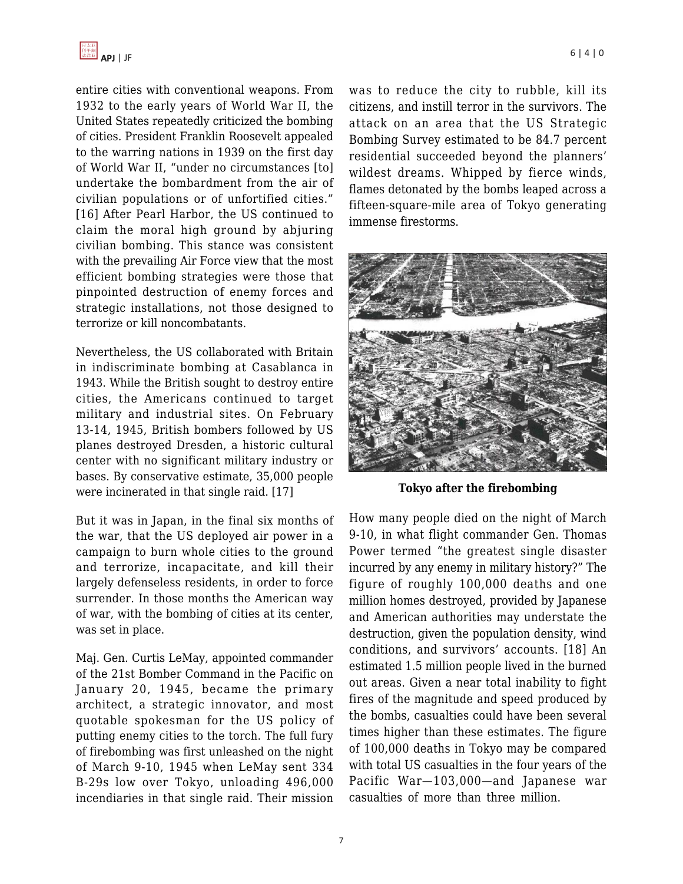entire cities with conventional weapons. From 1932 to the early years of World War II, the United States repeatedly criticized the bombing of cities. President Franklin Roosevelt appealed to the warring nations in 1939 on the first day of World War II, "under no circumstances [to] undertake the bombardment from the air of civilian populations or of unfortified cities." [16] After Pearl Harbor, the US continued to claim the moral high ground by abjuring civilian bombing. This stance was consistent with the prevailing Air Force view that the most efficient bombing strategies were those that pinpointed destruction of enemy forces and strategic installations, not those designed to terrorize or kill noncombatants.

Nevertheless, the US collaborated with Britain in indiscriminate bombing at Casablanca in 1943. While the British sought to destroy entire cities, the Americans continued to target military and industrial sites. On February 13-14, 1945, British bombers followed by US planes destroyed Dresden, a historic cultural center with no significant military industry or bases. By conservative estimate, 35,000 people were incinerated in that single raid. [17]

But it was in Japan, in the final six months of the war, that the US deployed air power in a campaign to burn whole cities to the ground and terrorize, incapacitate, and kill their largely defenseless residents, in order to force surrender. In those months the American way of war, with the bombing of cities at its center, was set in place.

Maj. Gen. Curtis LeMay, appointed commander of the 21st Bomber Command in the Pacific on January 20, 1945, became the primary architect, a strategic innovator, and most quotable spokesman for the US policy of putting enemy cities to the torch. The full fury of firebombing was first unleashed on the night of March 9-10, 1945 when LeMay sent 334 B-29s low over Tokyo, unloading 496,000 incendiaries in that single raid. Their mission was to reduce the city to rubble, kill its citizens, and instill terror in the survivors. The attack on an area that the US Strategic Bombing Survey estimated to be 84.7 percent residential succeeded beyond the planners' wildest dreams. Whipped by fierce winds, flames detonated by the bombs leaped across a fifteen-square-mile area of Tokyo generating immense firestorms.

**Tokyo after the firebombing**

How many people died on the night of March 9-10, in what flight commander Gen. Thomas Power termed "the greatest single disaster incurred by any enemy in military history?" The figure of roughly 100,000 deaths and one million homes destroyed, provided by Japanese and American authorities may understate the destruction, given the population density, wind conditions, and survivors' accounts. [18] An estimated 1.5 million people lived in the burned out areas. Given a near total inability to fight fires of the magnitude and speed produced by the bombs, casualties could have been several times higher than these estimates. The figure of 100,000 deaths in Tokyo may be compared with total US casualties in the four years of the Pacific War—103,000—and Japanese war casualties of more than three million.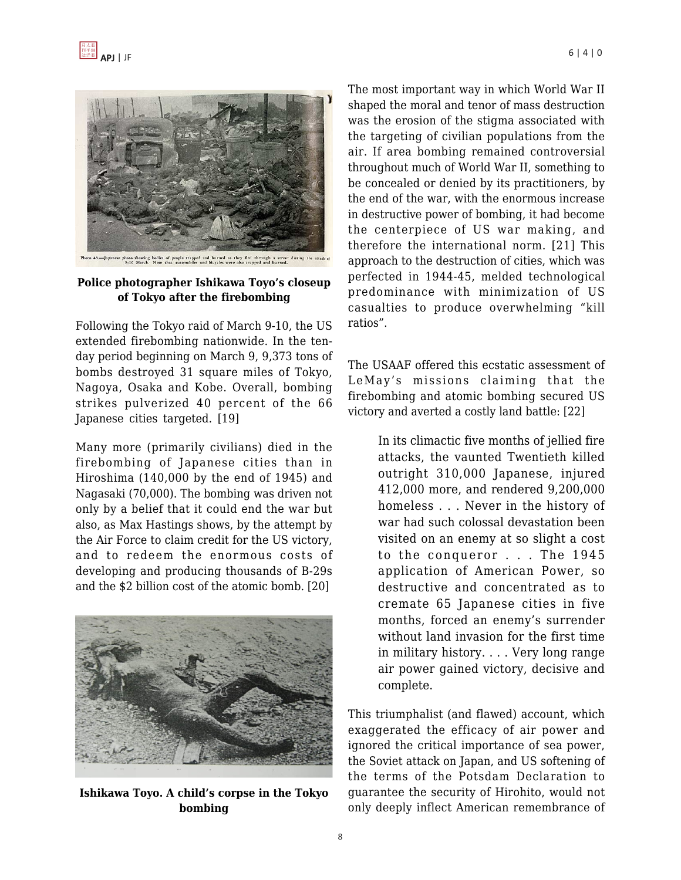Photo 43.—Japanese photo showing bodies of people trapped and burned as they fled through a street during the attack of 9-10 March. Note that automobiles and bicycles were also trapped and burned.

**Police photographer Ishikawa Toyo's closeup of Tokyo after the firebombing**

Following the Tokyo raid of March 9-10, the US extended firebombing nationwide. In the ten-day period beginning on March 9, 9,373 tons of bombs destroyed 31 square miles of Tokyo, Nagoya, Osaka and Kobe. Overall, bombing strikes pulverized 40 percent of the 66 Japanese cities targeted. [19]

Many more (primarily civilians) died in the firebombing of Japanese cities than in Hiroshima (140,000 by the end of 1945) and Nagasaki (70,000). The bombing was driven not only by a belief that it could end the war but also, as Max Hastings shows, by the attempt by the Air Force to claim credit for the US victory, and to redeem the enormous costs of developing and producing thousands of B-29s and the $2 billion cost of the atomic bomb. [20]

**Ishikawa Toyo. A child's corpse in the Tokyo bombing**

The most important way in which World War II shaped the moral and tenor of mass destruction was the erosion of the stigma associated with the targeting of civilian populations from the air. If area bombing remained controversial throughout much of World War II, something to be concealed or denied by its practitioners, by the end of the war, with the enormous increase in destructive power of bombing, it had become the centerpiece of US war making, and therefore the international norm. [21] This approach to the destruction of cities, which was perfected in 1944-45, melded technological predominance with minimization of US casualties to produce overwhelming "kill ratios".

The USAAF offered this ecstatic assessment of LeMay's missions claiming that the firebombing and atomic bombing secured US victory and averted a costly land battle: [22]

> In its climactic five months of jellied fire attacks, the vaunted Twentieth killed outright 310,000 Japanese, injured 412,000 more, and rendered 9,200,000 homeless . . . Never in the history of war had such colossal devastation been visited on an enemy at so slight a cost to the conqueror . . . The 1945 application of American Power, so destructive and concentrated as to cremate 65 Japanese cities in five months, forced an enemy's surrender without land invasion for the first time in military history. . . . Very long range air power gained victory, decisive and complete.

This triumphalist (and flawed) account, which exaggerated the efficacy of air power and ignored the critical importance of sea power, the Soviet attack on Japan, and US softening of the terms of the Potsdam Declaration to guarantee the security of Hirohito, would not only deeply inflect American remembrance of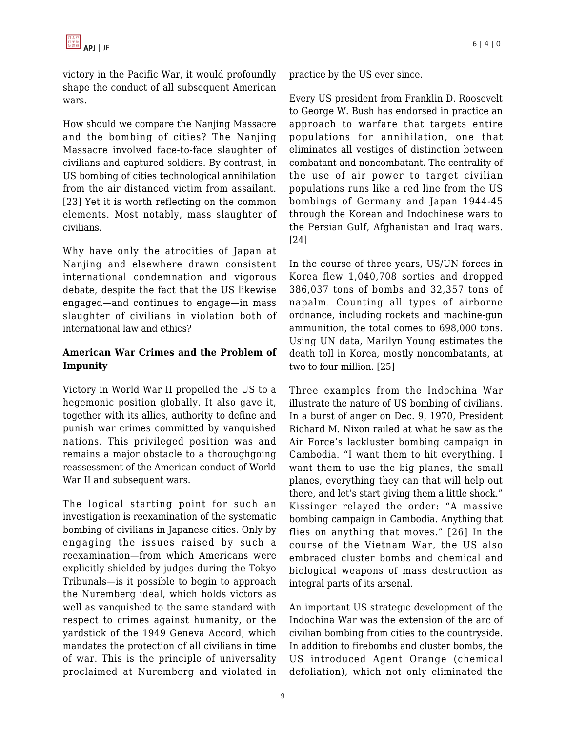victory in the Pacific War, it would profoundly shape the conduct of all subsequent American wars.

How should we compare the Nanjing Massacre and the bombing of cities? The Nanjing Massacre involved face-to-face slaughter of civilians and captured soldiers. By contrast, in US bombing of cities technological annihilation from the air distanced victim from assailant. [23] Yet it is worth reflecting on the common elements. Most notably, mass slaughter of civilians.

Why have only the atrocities of Japan at Nanjing and elsewhere drawn consistent international condemnation and vigorous debate, despite the fact that the US likewise engaged—and continues to engage—in mass slaughter of civilians in violation both of international law and ethics?

**American War Crimes and the Problem of Impunity**

Victory in World War II propelled the US to a hegemonic position globally. It also gave it, together with its allies, authority to define and punish war crimes committed by vanquished nations. This privileged position was and remains a major obstacle to a thoroughgoing reassessment of the American conduct of World War II and subsequent wars.

The logical starting point for such an investigation is reexamination of the systematic bombing of civilians in Japanese cities. Only by engaging the issues raised by such a reexamination—from which Americans were explicitly shielded by judges during the Tokyo Tribunals—is it possible to begin to approach the Nuremberg ideal, which holds victors as well as vanquished to the same standard with respect to crimes against humanity, or the yardstick of the 1949 Geneva Accord, which mandates the protection of all civilians in time of war. This is the principle of universality proclaimed at Nuremberg and violated in practice by the US ever since.

Every US president from Franklin D. Roosevelt to George W. Bush has endorsed in practice an approach to warfare that targets entire populations for annihilation, one that eliminates all vestiges of distinction between combatant and noncombatant. The centrality of the use of air power to target civilian populations runs like a red line from the US bombings of Germany and Japan 1944-45 through the Korean and Indochinese wars to the Persian Gulf, Afghanistan and Iraq wars. [24]

In the course of three years, US/UN forces in Korea flew 1,040,708 sorties and dropped 386,037 tons of bombs and 32,357 tons of napalm. Counting all types of airborne ordnance, including rockets and machine-gun ammunition, the total comes to 698,000 tons. Using UN data, Marilyn Young estimates the death toll in Korea, mostly noncombatants, at two to four million. [25]

Three examples from the Indochina War illustrate the nature of US bombing of civilians. In a burst of anger on Dec. 9, 1970, President Richard M. Nixon railed at what he saw as the Air Force's lackluster bombing campaign in Cambodia. "I want them to hit everything. I want them to use the big planes, the small planes, everything they can that will help out there, and let's start giving them a little shock." Kissinger relayed the order: "A massive bombing campaign in Cambodia. Anything that flies on anything that moves." [26] In the course of the Vietnam War, the US also embraced cluster bombs and chemical and biological weapons of mass destruction as integral parts of its arsenal.

An important US strategic development of the Indochina War was the extension of the arc of civilian bombing from cities to the countryside. In addition to firebombs and cluster bombs, the US introduced Agent Orange (chemical defoliation), which not only eliminated the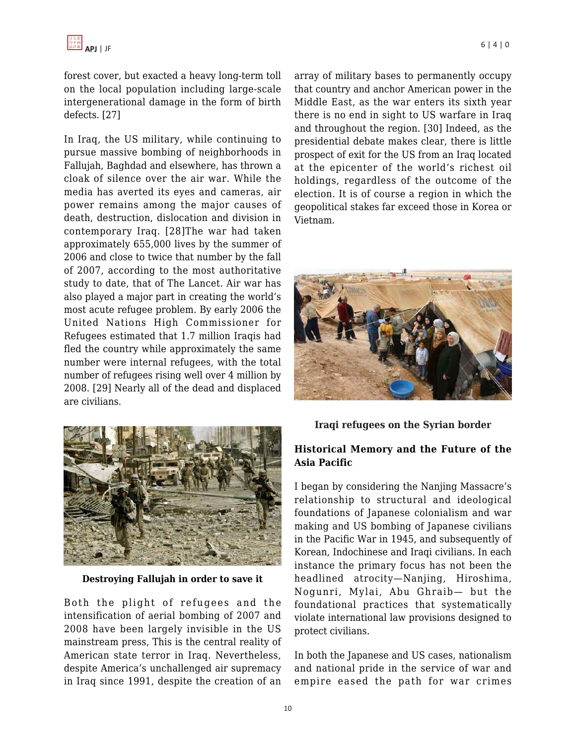forest cover, but exacted a heavy long-term toll on the local population including large-scale intergenerational damage in the form of birth defects. [27]

In Iraq, the US military, while continuing to pursue massive bombing of neighborhoods in Fallujah, Baghdad and elsewhere, has thrown a cloak of silence over the air war. While the media has averted its eyes and cameras, air power remains among the major causes of death, destruction, dislocation and division in contemporary Iraq. [28]The war had taken approximately 655,000 lives by the summer of 2006 and close to twice that number by the fall of 2007, according to the most authoritative study to date, that of The Lancet. Air war has also played a major part in creating the world's most acute refugee problem. By early 2006 the United Nations High Commissioner for Refugees estimated that 1.7 million Iraqis had fled the country while approximately the same number were internal refugees, with the total number of refugees rising well over 4 million by 2008. [29] Nearly all of the dead and displaced are civilians.

**Destroying Fallujah in order to save it**

Both the plight of refugees and the intensification of aerial bombing of 2007 and 2008 have been largely invisible in the US mainstream press, This is the central reality of American state terror in Iraq. Nevertheless, despite America's unchallenged air supremacy in Iraq since 1991, despite the creation of an array of military bases to permanently occupy that country and anchor American power in the Middle East, as the war enters its sixth year there is no end in sight to US warfare in Iraq and throughout the region. [30] Indeed, as the presidential debate makes clear, there is little prospect of exit for the US from an Iraq located at the epicenter of the world's richest oil holdings, regardless of the outcome of the election. It is of course a region in which the geopolitical stakes far exceed those in Korea or Vietnam.

**Iraqi refugees on the Syrian border**

## Historical Memory and the Future of the Asia Pacific

I began by considering the Nanjing Massacre's relationship to structural and ideological foundations of Japanese colonialism and war making and US bombing of Japanese civilians in the Pacific War in 1945, and subsequently of Korean, Indochinese and Iraqi civilians. In each instance the primary focus has not been the headlined atrocity—Nanjing, Hiroshima, Nogunri, Mylai, Abu Ghraib— but the foundational practices that systematically violate international law provisions designed to protect civilians.

In both the Japanese and US cases, nationalism and national pride in the service of war and empire eased the path for war crimes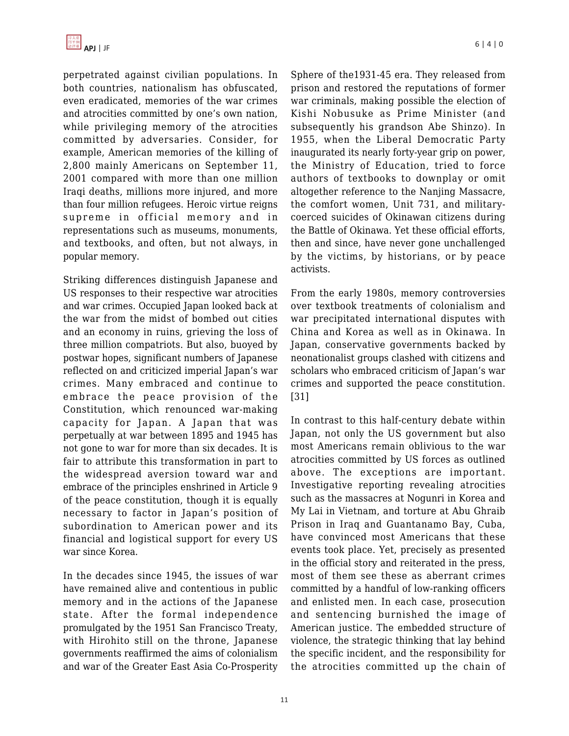perpetrated against civilian populations. In both countries, nationalism has obfuscated, even eradicated, memories of the war crimes and atrocities committed by one's own nation, while privileging memory of the atrocities committed by adversaries. Consider, for example, American memories of the killing of 2,800 mainly Americans on September 11, 2001 compared with more than one million Iraqi deaths, millions more injured, and more than four million refugees. Heroic virtue reigns supreme in official memory and in representations such as museums, monuments, and textbooks, and often, but not always, in popular memory.

Striking differences distinguish Japanese and US responses to their respective war atrocities and war crimes. Occupied Japan looked back at the war from the midst of bombed out cities and an economy in ruins, grieving the loss of three million compatriots. But also, buoyed by postwar hopes, significant numbers of Japanese reflected on and criticized imperial Japan's war crimes. Many embraced and continue to embrace the peace provision of the Constitution, which renounced war-making capacity for Japan. A Japan that was perpetually at war between 1895 and 1945 has not gone to war for more than six decades. It is fair to attribute this transformation in part to the widespread aversion toward war and embrace of the principles enshrined in Article 9 of the peace constitution, though it is equally necessary to factor in Japan's position of subordination to American power and its financial and logistical support for every US war since Korea.

In the decades since 1945, the issues of war have remained alive and contentious in public memory and in the actions of the Japanese state. After the formal independence promulgated by the 1951 San Francisco Treaty, with Hirohito still on the throne, Japanese governments reaffirmed the aims of colonialism and war of the Greater East Asia Co-Prosperity Sphere of the1931-45 era. They released from prison and restored the reputations of former war criminals, making possible the election of Kishi Nobusuke as Prime Minister (and subsequently his grandson Abe Shinzo). In 1955, when the Liberal Democratic Party inaugurated its nearly forty-year grip on power, the Ministry of Education, tried to force authors of textbooks to downplay or omit altogether reference to the Nanjing Massacre, the comfort women, Unit 731, and military-coerced suicides of Okinawan citizens during the Battle of Okinawa. Yet these official efforts, then and since, have never gone unchallenged by the victims, by historians, or by peace activists.

From the early 1980s, memory controversies over textbook treatments of colonialism and war precipitated international disputes with China and Korea as well as in Okinawa. In Japan, conservative governments backed by neonationalist groups clashed with citizens and scholars who embraced criticism of Japan's war crimes and supported the peace constitution. [31]

In contrast to this half-century debate within Japan, not only the US government but also most Americans remain oblivious to the war atrocities committed by US forces as outlined above. The exceptions are important. Investigative reporting revealing atrocities such as the massacres at Nogunri in Korea and My Lai in Vietnam, and torture at Abu Ghraib Prison in Iraq and Guantanamo Bay, Cuba, have convinced most Americans that these events took place. Yet, precisely as presented in the official story and reiterated in the press, most of them see these as aberrant crimes committed by a handful of low-ranking officers and enlisted men. In each case, prosecution and sentencing burnished the image of American justice. The embedded structure of violence, the strategic thinking that lay behind the specific incident, and the responsibility for the atrocities committed up the chain of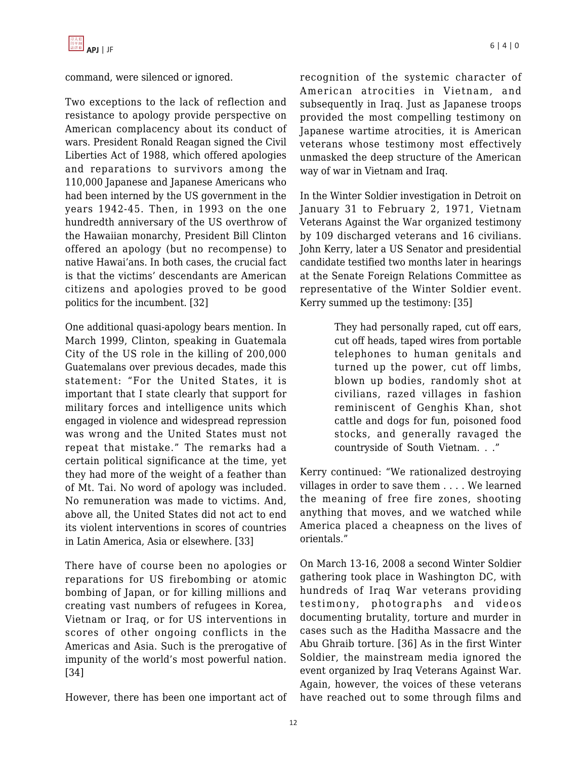command, were silenced or ignored.

Two exceptions to the lack of reflection and resistance to apology provide perspective on American complacency about its conduct of wars. President Ronald Reagan signed the Civil Liberties Act of 1988, which offered apologies and reparations to survivors among the 110,000 Japanese and Japanese Americans who had been interned by the US government in the years 1942-45. Then, in 1993 on the one hundredth anniversary of the US overthrow of the Hawaiian monarchy, President Bill Clinton offered an apology (but no recompense) to native Hawai'ans. In both cases, the crucial fact is that the victims' descendants are American citizens and apologies proved to be good politics for the incumbent. [32]

One additional quasi-apology bears mention. In March 1999, Clinton, speaking in Guatemala City of the US role in the killing of 200,000 Guatemalans over previous decades, made this statement: "For the United States, it is important that I state clearly that support for military forces and intelligence units which engaged in violence and widespread repression was wrong and the United States must not repeat that mistake." The remarks had a certain political significance at the time, yet they had more of the weight of a feather than of Mt. Tai. No word of apology was included. No remuneration was made to victims. And, above all, the United States did not act to end its violent interventions in scores of countries in Latin America, Asia or elsewhere. [33]

There have of course been no apologies or reparations for US firebombing or atomic bombing of Japan, or for killing millions and creating vast numbers of refugees in Korea, Vietnam or Iraq, or for US interventions in scores of other ongoing conflicts in the Americas and Asia. Such is the prerogative of impunity of the world's most powerful nation. [34]

However, there has been one important act of recognition of the systemic character of American atrocities in Vietnam, and subsequently in Iraq. Just as Japanese troops provided the most compelling testimony on Japanese wartime atrocities, it is American veterans whose testimony most effectively unmasked the deep structure of the American way of war in Vietnam and Iraq.

In the Winter Soldier investigation in Detroit on January 31 to February 2, 1971, Vietnam Veterans Against the War organized testimony by 109 discharged veterans and 16 civilians. John Kerry, later a US Senator and presidential candidate testified two months later in hearings at the Senate Foreign Relations Committee as representative of the Winter Soldier event. Kerry summed up the testimony: [35]

> They had personally raped, cut off ears, cut off heads, taped wires from portable telephones to human genitals and turned up the power, cut off limbs, blown up bodies, randomly shot at civilians, razed villages in fashion reminiscent of Genghis Khan, shot cattle and dogs for fun, poisoned food stocks, and generally ravaged the countryside of South Vietnam. . ."

Kerry continued: "We rationalized destroying villages in order to save them . . . . We learned the meaning of free fire zones, shooting anything that moves, and we watched while America placed a cheapness on the lives of orientals."

On March 13-16, 2008 a second Winter Soldier gathering took place in Washington DC, with hundreds of Iraq War veterans providing testimony, photographs and videos documenting brutality, torture and murder in cases such as the Haditha Massacre and the Abu Ghraib torture. [36] As in the first Winter Soldier, the mainstream media ignored the event organized by Iraq Veterans Against War. Again, however, the voices of these veterans have reached out to some through films and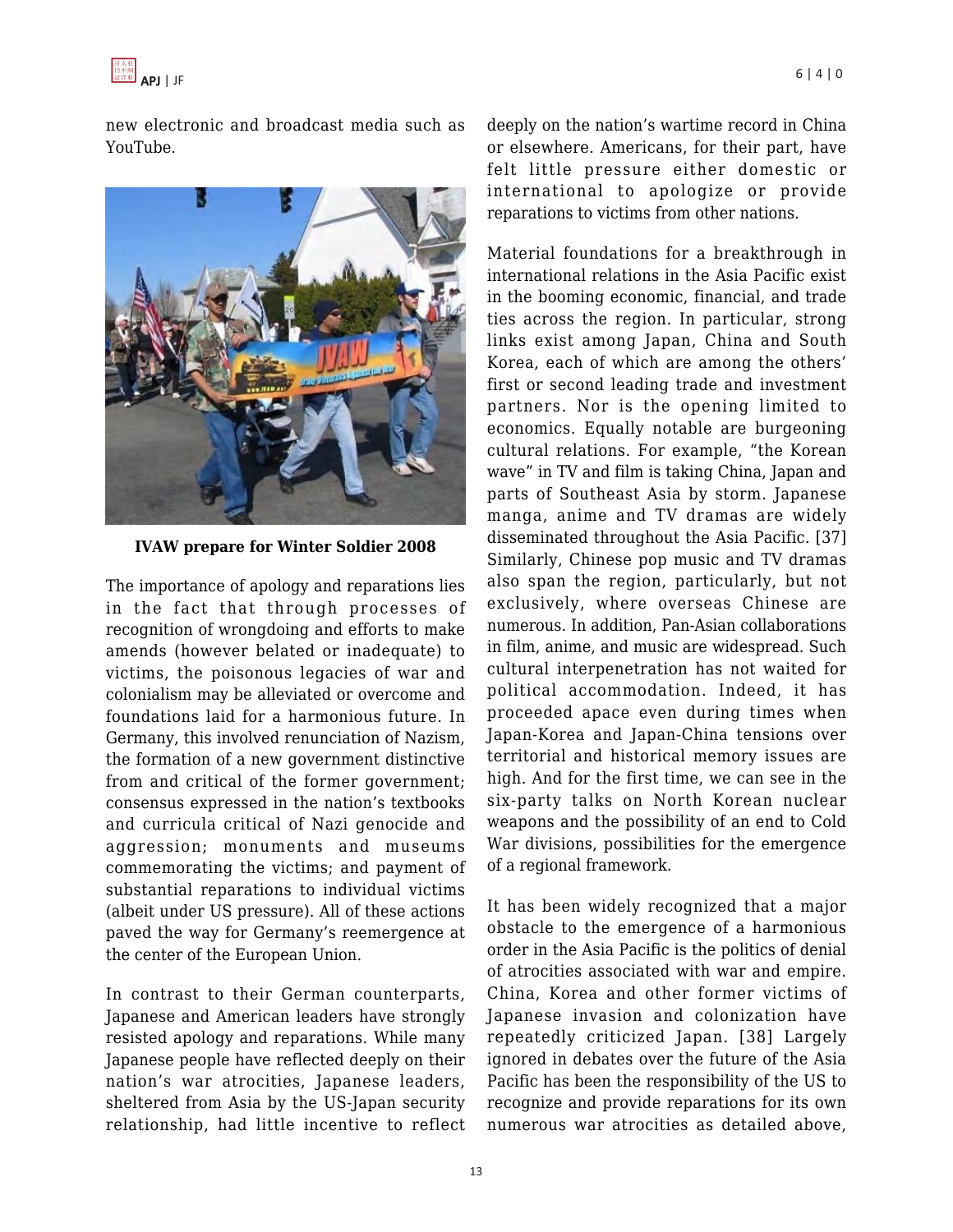new electronic and broadcast media such as YouTube.

**IVAW prepare for Winter Soldier 2008**

The importance of apology and reparations lies in the fact that through processes of recognition of wrongdoing and efforts to make amends (however belated or inadequate) to victims, the poisonous legacies of war and colonialism may be alleviated or overcome and foundations laid for a harmonious future. In Germany, this involved renunciation of Nazism, the formation of a new government distinctive from and critical of the former government; consensus expressed in the nation's textbooks and curricula critical of Nazi genocide and aggression; monuments and museums commemorating the victims; and payment of substantial reparations to individual victims (albeit under US pressure). All of these actions paved the way for Germany's reemergence at the center of the European Union.

In contrast to their German counterparts, Japanese and American leaders have strongly resisted apology and reparations. While many Japanese people have reflected deeply on their nation's war atrocities, Japanese leaders, sheltered from Asia by the US-Japan security relationship, had little incentive to reflect deeply on the nation's wartime record in China or elsewhere. Americans, for their part, have felt little pressure either domestic or international to apologize or provide reparations to victims from other nations.

Material foundations for a breakthrough in international relations in the Asia Pacific exist in the booming economic, financial, and trade ties across the region. In particular, strong links exist among Japan, China and South Korea, each of which are among the others' first or second leading trade and investment partners. Nor is the opening limited to economics. Equally notable are burgeoning cultural relations. For example, "the Korean wave" in TV and film is taking China, Japan and parts of Southeast Asia by storm. Japanese manga, anime and TV dramas are widely disseminated throughout the Asia Pacific. [37] Similarly, Chinese pop music and TV dramas also span the region, particularly, but not exclusively, where overseas Chinese are numerous. In addition, Pan-Asian collaborations in film, anime, and music are widespread. Such cultural interpenetration has not waited for political accommodation. Indeed, it has proceeded apace even during times when Japan-Korea and Japan-China tensions over territorial and historical memory issues are high. And for the first time, we can see in the six-party talks on North Korean nuclear weapons and the possibility of an end to Cold War divisions, possibilities for the emergence of a regional framework.

It has been widely recognized that a major obstacle to the emergence of a harmonious order in the Asia Pacific is the politics of denial of atrocities associated with war and empire. China, Korea and other former victims of Japanese invasion and colonization have repeatedly criticized Japan. [38] Largely ignored in debates over the future of the Asia Pacific has been the responsibility of the US to recognize and provide reparations for its own numerous war atrocities as detailed above,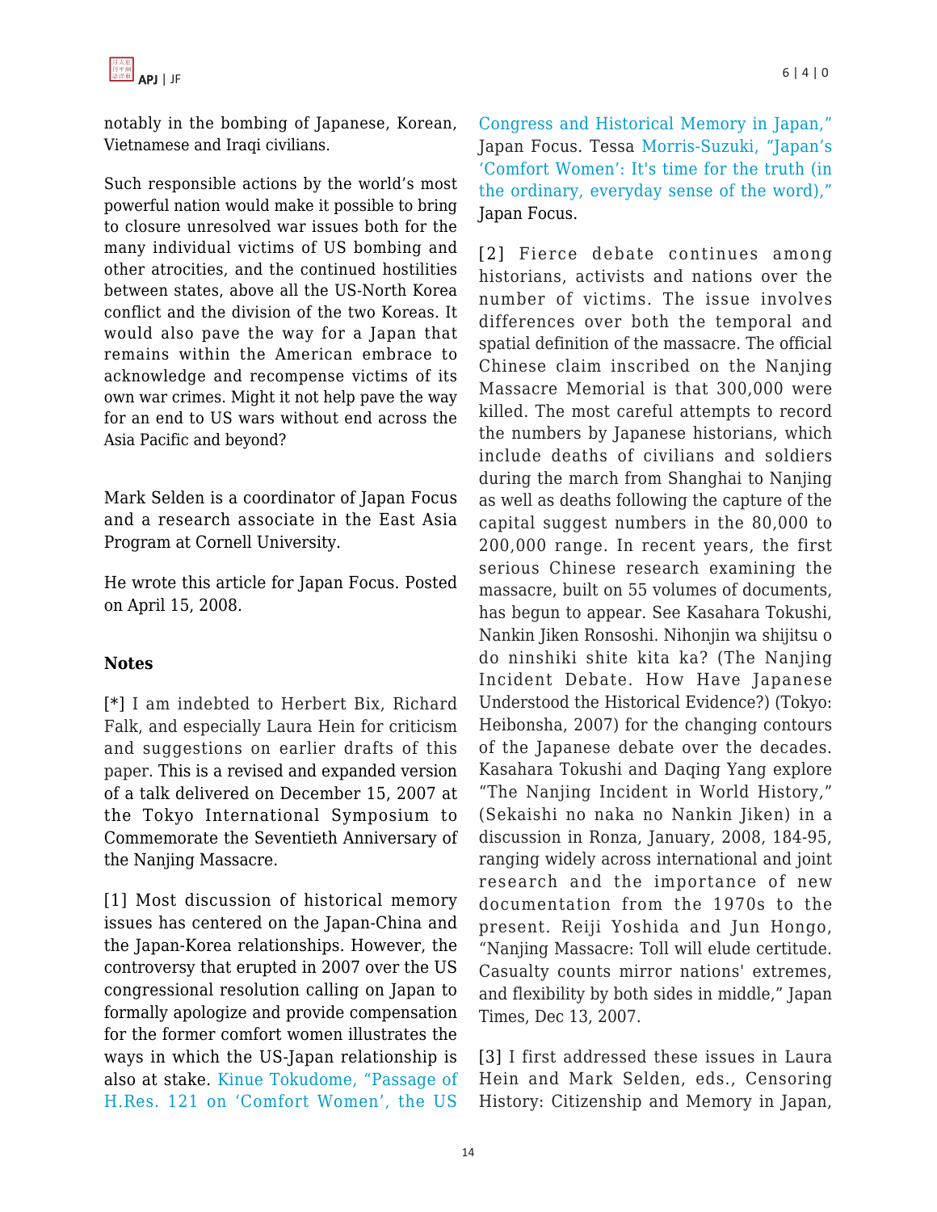notably in the bombing of Japanese, Korean, Vietnamese and Iraqi civilians.

Such responsible actions by the world's most powerful nation would make it possible to bring to closure unresolved war issues both for the many individual victims of US bombing and other atrocities, and the continued hostilities between states, above all the US-North Korea conflict and the division of the two Koreas. It would also pave the way for a Japan that remains within the American embrace to acknowledge and recompense victims of its own war crimes. Might it not help pave the way for an end to US wars without end across the Asia Pacific and beyond?

Mark Selden is a coordinator of Japan Focus and a research associate in the East Asia Program at Cornell University.

He wrote this article for Japan Focus. Posted on April 15, 2008.

**Notes**

[*] I am indebted to Herbert Bix, Richard Falk, and especially Laura Hein for criticism and suggestions on earlier drafts of this paper. This is a revised and expanded version of a talk delivered on December 15, 2007 at the Tokyo International Symposium to Commemorate the Seventieth Anniversary of the Nanjing Massacre.

[1] Most discussion of historical memory issues has centered on the Japan-China and the Japan-Korea relationships. However, the controversy that erupted in 2007 over the US congressional resolution calling on Japan to formally apologize and provide compensation for the former comfort women illustrates the ways in which the US-Japan relationship is also at stake. Kinue Tokudome, "Passage of H.Res. 121 on 'Comfort Women', the US Congress and Historical Memory in Japan," Japan Focus. Tessa Morris-Suzuki, "Japan's 'Comfort Women': It's time for the truth (in the ordinary, everyday sense of the word)," Japan Focus.

[2] Fierce debate continues among historians, activists and nations over the number of victims. The issue involves differences over both the temporal and spatial definition of the massacre. The official Chinese claim inscribed on the Nanjing Massacre Memorial is that 300,000 were killed. The most careful attempts to record the numbers by Japanese historians, which include deaths of civilians and soldiers during the march from Shanghai to Nanjing as well as deaths following the capture of the capital suggest numbers in the 80,000 to 200,000 range. In recent years, the first serious Chinese research examining the massacre, built on 55 volumes of documents, has begun to appear. See Kasahara Tokushi, Nankin Jiken Ronsoshi. Nihonjin wa shijitsu o do ninshiki shite kita ka? (The Nanjing Incident Debate. How Have Japanese Understood the Historical Evidence?) (Tokyo: Heibonsha, 2007) for the changing contours of the Japanese debate over the decades. Kasahara Tokushi and Daqing Yang explore "The Nanjing Incident in World History," (Sekaishi no naka no Nankin Jiken) in a discussion in Ronza, January, 2008, 184-95, ranging widely across international and joint research and the importance of new documentation from the 1970s to the present. Reiji Yoshida and Jun Hongo, "Nanjing Massacre: Toll will elude certitude. Casualty counts mirror nations' extremes, and flexibility by both sides in middle," Japan Times, Dec 13, 2007.

[3] I first addressed these issues in Laura Hein and Mark Selden, eds., Censoring History: Citizenship and Memory in Japan,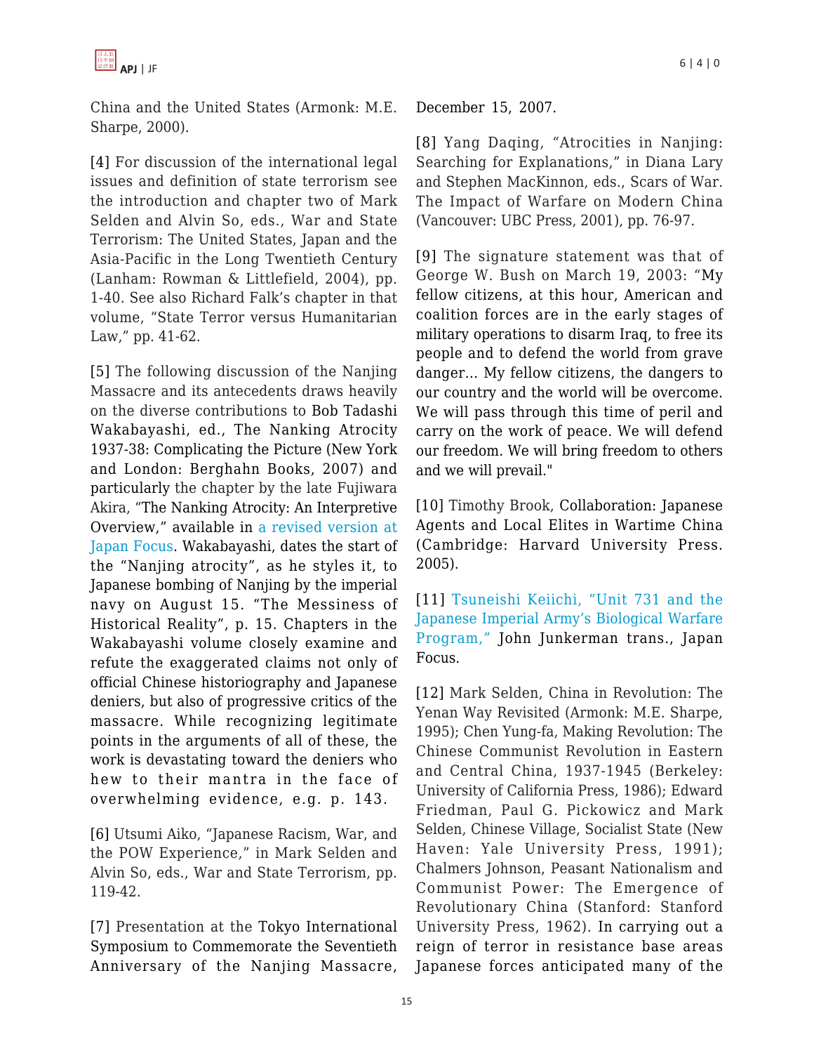China and the United States (Armonk: M.E. Sharpe, 2000).

[4] For discussion of the international legal issues and definition of state terrorism see the introduction and chapter two of Mark Selden and Alvin So, eds., War and State Terrorism: The United States, Japan and the Asia-Pacific in the Long Twentieth Century (Lanham: Rowman & Littlefield, 2004), pp. 1-40. See also Richard Falk's chapter in that volume, "State Terror versus Humanitarian Law," pp. 41-62.

[5] The following discussion of the Nanjing Massacre and its antecedents draws heavily on the diverse contributions to Bob Tadashi Wakabayashi, ed., The Nanking Atrocity 1937-38: Complicating the Picture (New York and London: Berghahn Books, 2007) and particularly the chapter by the late Fujiwara Akira, "The Nanking Atrocity: An Interpretive Overview," available in a revised version at Japan Focus. Wakabayashi, dates the start of the "Nanjing atrocity", as he styles it, to Japanese bombing of Nanjing by the imperial navy on August 15. "The Messiness of Historical Reality", p. 15. Chapters in the Wakabayashi volume closely examine and refute the exaggerated claims not only of official Chinese historiography and Japanese deniers, but also of progressive critics of the massacre. While recognizing legitimate points in the arguments of all of these, the work is devastating toward the deniers who hew to their mantra in the face of overwhelming evidence, e.g. p. 143.

[6] Utsumi Aiko, "Japanese Racism, War, and the POW Experience," in Mark Selden and Alvin So, eds., War and State Terrorism, pp. 119-42.

[7] Presentation at the Tokyo International Symposium to Commemorate the Seventieth Anniversary of the Nanjing Massacre, December 15, 2007.

[8] Yang Daqing, "Atrocities in Nanjing: Searching for Explanations," in Diana Lary and Stephen MacKinnon, eds., Scars of War. The Impact of Warfare on Modern China (Vancouver: UBC Press, 2001), pp. 76-97.

[9] The signature statement was that of George W. Bush on March 19, 2003: "My fellow citizens, at this hour, American and coalition forces are in the early stages of military operations to disarm Iraq, to free its people and to defend the world from grave danger... My fellow citizens, the dangers to our country and the world will be overcome. We will pass through this time of peril and carry on the work of peace. We will defend our freedom. We will bring freedom to others and we will prevail."

[10] Timothy Brook, Collaboration: Japanese Agents and Local Elites in Wartime China (Cambridge: Harvard University Press. 2005).

[11] Tsuneishi Keiichi, "Unit 731 and the Japanese Imperial Army's Biological Warfare Program," John Junkerman trans., Japan Focus.

[12] Mark Selden, China in Revolution: The Yenan Way Revisited (Armonk: M.E. Sharpe, 1995); Chen Yung-fa, Making Revolution: The Chinese Communist Revolution in Eastern and Central China, 1937-1945 (Berkeley: University of California Press, 1986); Edward Friedman, Paul G. Pickowicz and Mark Selden, Chinese Village, Socialist State (New Haven: Yale University Press, 1991); Chalmers Johnson, Peasant Nationalism and Communist Power: The Emergence of Revolutionary China (Stanford: Stanford University Press, 1962). In carrying out a reign of terror in resistance base areas Japanese forces anticipated many of the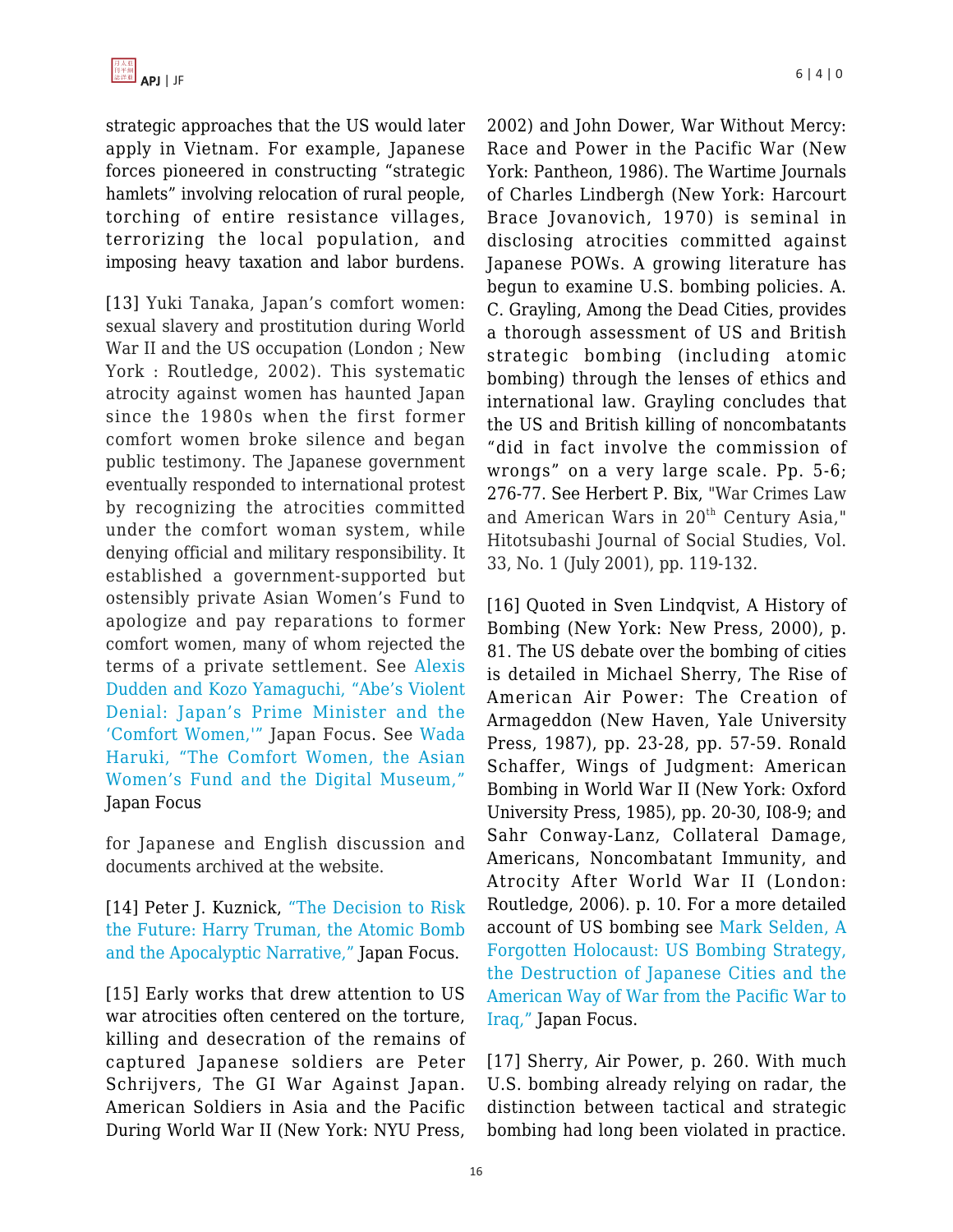strategic approaches that the US would later apply in Vietnam. For example, Japanese forces pioneered in constructing "strategic hamlets" involving relocation of rural people, torching of entire resistance villages, terrorizing the local population, and imposing heavy taxation and labor burdens.

[13] Yuki Tanaka, Japan's comfort women: sexual slavery and prostitution during World War II and the US occupation (London ; New York : Routledge, 2002). This systematic atrocity against women has haunted Japan since the 1980s when the first former comfort women broke silence and began public testimony. The Japanese government eventually responded to international protest by recognizing the atrocities committed under the comfort woman system, while denying official and military responsibility. It established a government-supported but ostensibly private Asian Women's Fund to apologize and pay reparations to former comfort women, many of whom rejected the terms of a private settlement. See Alexis Dudden and Kozo Yamaguchi, "Abe's Violent Denial: Japan's Prime Minister and the 'Comfort Women,'" Japan Focus. See Wada Haruki, "The Comfort Women, the Asian Women's Fund and the Digital Museum," Japan Focus

for Japanese and English discussion and documents archived at the website.

[14] Peter J. Kuznick, "The Decision to Risk the Future: Harry Truman, the Atomic Bomb and the Apocalyptic Narrative," Japan Focus.

[15] Early works that drew attention to US war atrocities often centered on the torture, killing and desecration of the remains of captured Japanese soldiers are Peter Schrijvers, The GI War Against Japan. American Soldiers in Asia and the Pacific During World War II (New York: NYU Press, 2002) and John Dower, War Without Mercy: Race and Power in the Pacific War (New York: Pantheon, 1986). The Wartime Journals of Charles Lindbergh (New York: Harcourt Brace Jovanovich, 1970) is seminal in disclosing atrocities committed against Japanese POWs. A growing literature has begun to examine U.S. bombing policies. A. C. Grayling, Among the Dead Cities, provides a thorough assessment of US and British strategic bombing (including atomic bombing) through the lenses of ethics and international law. Grayling concludes that the US and British killing of noncombatants "did in fact involve the commission of wrongs" on a very large scale. Pp. 5-6; 276-77. See Herbert P. Bix, "War Crimes Law and American Wars in 20th Century Asia," Hitotsubashi Journal of Social Studies, Vol. 33, No. 1 (July 2001), pp. 119-132.

[16] Quoted in Sven Lindqvist, A History of Bombing (New York: New Press, 2000), p. 81. The US debate over the bombing of cities is detailed in Michael Sherry, The Rise of American Air Power: The Creation of Armageddon (New Haven, Yale University Press, 1987), pp. 23-28, pp. 57-59. Ronald Schaffer, Wings of Judgment: American Bombing in World War II (New York: Oxford University Press, 1985), pp. 20-30, I08-9; and Sahr Conway-Lanz, Collateral Damage, Americans, Noncombatant Immunity, and Atrocity After World War II (London: Routledge, 2006). p. 10. For a more detailed account of US bombing see Mark Selden, A Forgotten Holocaust: US Bombing Strategy, the Destruction of Japanese Cities and the American Way of War from the Pacific War to Iraq," Japan Focus.

[17] Sherry, Air Power, p. 260. With much U.S. bombing already relying on radar, the distinction between tactical and strategic bombing had long been violated in practice.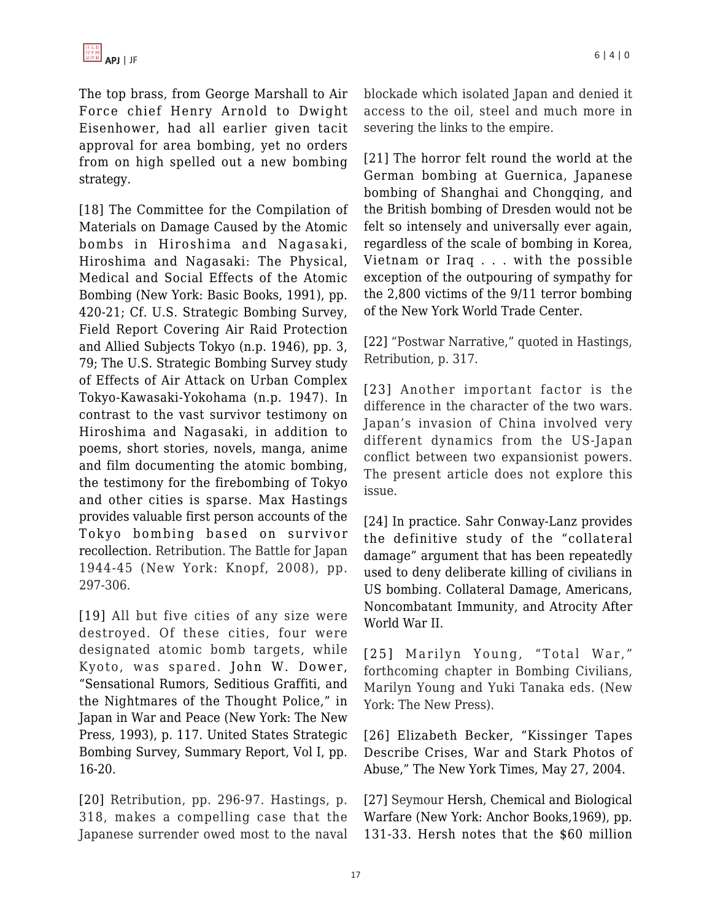The top brass, from George Marshall to Air Force chief Henry Arnold to Dwight Eisenhower, had all earlier given tacit approval for area bombing, yet no orders from on high spelled out a new bombing strategy.

[18] The Committee for the Compilation of Materials on Damage Caused by the Atomic bombs in Hiroshima and Nagasaki, Hiroshima and Nagasaki: The Physical, Medical and Social Effects of the Atomic Bombing (New York: Basic Books, 1991), pp. 420-21; Cf. U.S. Strategic Bombing Survey, Field Report Covering Air Raid Protection and Allied Subjects Tokyo (n.p. 1946), pp. 3, 79; The U.S. Strategic Bombing Survey study of Effects of Air Attack on Urban Complex Tokyo-Kawasaki-Yokohama (n.p. 1947). In contrast to the vast survivor testimony on Hiroshima and Nagasaki, in addition to poems, short stories, novels, manga, anime and film documenting the atomic bombing, the testimony for the firebombing of Tokyo and other cities is sparse. Max Hastings provides valuable first person accounts of the Tokyo bombing based on survivor recollection. Retribution. The Battle for Japan 1944-45 (New York: Knopf, 2008), pp. 297-306.

[19] All but five cities of any size were destroyed. Of these cities, four were designated atomic bomb targets, while Kyoto, was spared. John W. Dower, "Sensational Rumors, Seditious Graffiti, and the Nightmares of the Thought Police," in Japan in War and Peace (New York: The New Press, 1993), p. 117. United States Strategic Bombing Survey, Summary Report, Vol I, pp. 16-20.

[20] Retribution, pp. 296-97. Hastings, p. 318, makes a compelling case that the Japanese surrender owed most to the naval blockade which isolated Japan and denied it access to the oil, steel and much more in severing the links to the empire.

[21] The horror felt round the world at the German bombing at Guernica, Japanese bombing of Shanghai and Chongqing, and the British bombing of Dresden would not be felt so intensely and universally ever again, regardless of the scale of bombing in Korea, Vietnam or Iraq . . . with the possible exception of the outpouring of sympathy for the 2,800 victims of the 9/11 terror bombing of the New York World Trade Center.

[22] "Postwar Narrative," quoted in Hastings, Retribution, p. 317.

[23] Another important factor is the difference in the character of the two wars. Japan's invasion of China involved very different dynamics from the US-Japan conflict between two expansionist powers. The present article does not explore this issue.

[24] In practice. Sahr Conway-Lanz provides the definitive study of the "collateral damage" argument that has been repeatedly used to deny deliberate killing of civilians in US bombing. Collateral Damage, Americans, Noncombatant Immunity, and Atrocity After World War II.

[25] Marilyn Young, "Total War," forthcoming chapter in Bombing Civilians, Marilyn Young and Yuki Tanaka eds. (New York: The New Press).

[26] Elizabeth Becker, "Kissinger Tapes Describe Crises, War and Stark Photos of Abuse," The New York Times, May 27, 2004.

[27] Seymour Hersh, Chemical and Biological Warfare (New York: Anchor Books,1969), pp. 131-33. Hersh notes that the $60 million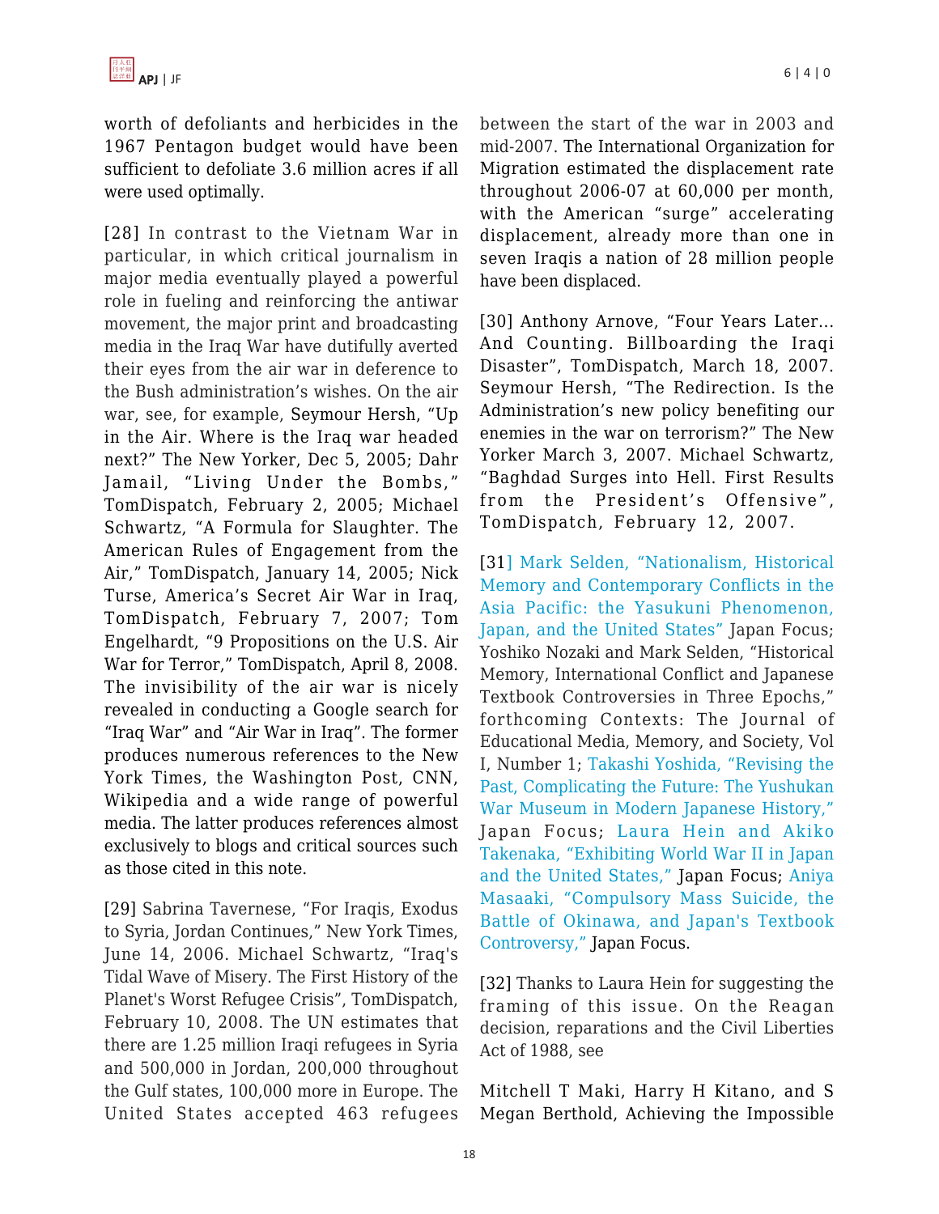worth of defoliants and herbicides in the 1967 Pentagon budget would have been sufficient to defoliate 3.6 million acres if all were used optimally.

[28] In contrast to the Vietnam War in particular, in which critical journalism in major media eventually played a powerful role in fueling and reinforcing the antiwar movement, the major print and broadcasting media in the Iraq War have dutifully averted their eyes from the air war in deference to the Bush administration's wishes. On the air war, see, for example, Seymour Hersh, "Up in the Air. Where is the Iraq war headed next?" The New Yorker, Dec 5, 2005; Dahr Jamail, "Living Under the Bombs," TomDispatch, February 2, 2005; Michael Schwartz, "A Formula for Slaughter. The American Rules of Engagement from the Air," TomDispatch, January 14, 2005; Nick Turse, America's Secret Air War in Iraq, TomDispatch, February 7, 2007; Tom Engelhardt, "9 Propositions on the U.S. Air War for Terror," TomDispatch, April 8, 2008. The invisibility of the air war is nicely revealed in conducting a Google search for "Iraq War" and "Air War in Iraq". The former produces numerous references to the New York Times, the Washington Post, CNN, Wikipedia and a wide range of powerful media. The latter produces references almost exclusively to blogs and critical sources such as those cited in this note.

[29] Sabrina Tavernese, "For Iraqis, Exodus to Syria, Jordan Continues," New York Times, June 14, 2006. Michael Schwartz, "Iraq's Tidal Wave of Misery. The First History of the Planet's Worst Refugee Crisis", TomDispatch, February 10, 2008. The UN estimates that there are 1.25 million Iraqi refugees in Syria and 500,000 in Jordan, 200,000 throughout the Gulf states, 100,000 more in Europe. The United States accepted 463 refugees between the start of the war in 2003 and mid-2007. The International Organization for Migration estimated the displacement rate throughout 2006-07 at 60,000 per month, with the American "surge" accelerating displacement, already more than one in seven Iraqis a nation of 28 million people have been displaced.

[30] Anthony Arnove, "Four Years Later... And Counting. Billboarding the Iraqi Disaster", TomDispatch, March 18, 2007. Seymour Hersh, "The Redirection. Is the Administration's new policy benefiting our enemies in the war on terrorism?" The New Yorker March 3, 2007. Michael Schwartz, "Baghdad Surges into Hell. First Results from the President's Offensive", TomDispatch, February 12, 2007.

[31] Mark Selden, "Nationalism, Historical Memory and Contemporary Conflicts in the Asia Pacific: the Yasukuni Phenomenon, Japan, and the United States" Japan Focus; Yoshiko Nozaki and Mark Selden, "Historical Memory, International Conflict and Japanese Textbook Controversies in Three Epochs," forthcoming Contexts: The Journal of Educational Media, Memory, and Society, Vol I, Number 1; Takashi Yoshida, "Revising the Past, Complicating the Future: The Yushukan War Museum in Modern Japanese History," Japan Focus; Laura Hein and Akiko Takenaka, "Exhibiting World War II in Japan and the United States," Japan Focus; Aniya Masaaki, "Compulsory Mass Suicide, the Battle of Okinawa, and Japan's Textbook Controversy," Japan Focus.

[32] Thanks to Laura Hein for suggesting the framing of this issue. On the Reagan decision, reparations and the Civil Liberties Act of 1988, see

Mitchell T Maki, Harry H Kitano, and S Megan Berthold, Achieving the Impossible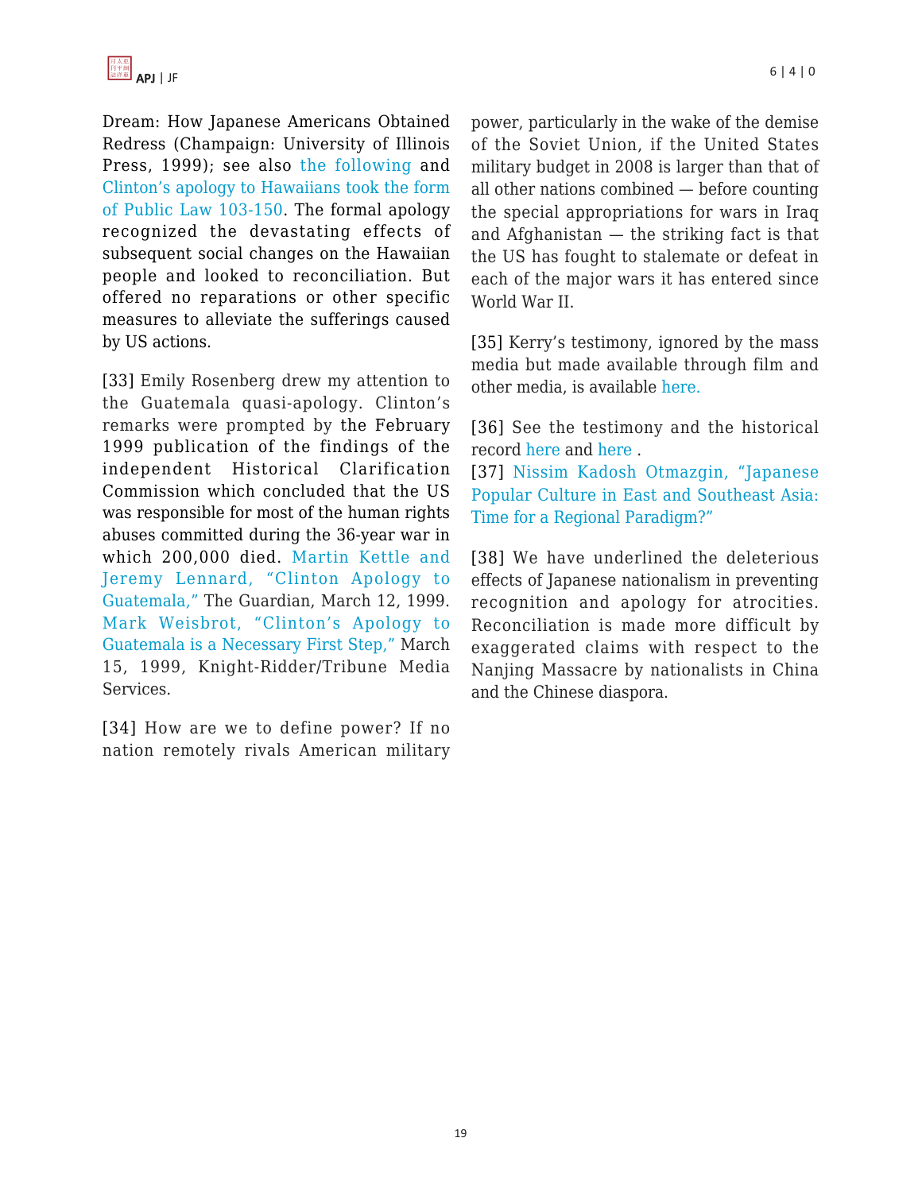Dream: How Japanese Americans Obtained Redress (Champaign: University of Illinois Press, 1999); see also the following and Clinton's apology to Hawaiians took the form of Public Law 103-150. The formal apology recognized the devastating effects of subsequent social changes on the Hawaiian people and looked to reconciliation. But offered no reparations or other specific measures to alleviate the sufferings caused by US actions.

[33] Emily Rosenberg drew my attention to the Guatemala quasi-apology. Clinton's remarks were prompted by the February 1999 publication of the findings of the independent Historical Clarification Commission which concluded that the US was responsible for most of the human rights abuses committed during the 36-year war in which 200,000 died. Martin Kettle and Jeremy Lennard, "Clinton Apology to Guatemala," The Guardian, March 12, 1999. Mark Weisbrot, "Clinton's Apology to Guatemala is a Necessary First Step," March 15, 1999, Knight-Ridder/Tribune Media Services.

[34] How are we to define power? If no nation remotely rivals American military power, particularly in the wake of the demise of the Soviet Union, if the United States military budget in 2008 is larger than that of all other nations combined — before counting the special appropriations for wars in Iraq and Afghanistan — the striking fact is that the US has fought to stalemate or defeat in each of the major wars it has entered since World War II.

[35] Kerry's testimony, ignored by the mass media but made available through film and other media, is available here.

[36] See the testimony and the historical record here and here .

[37] Nissim Kadosh Otmazgin, "Japanese Popular Culture in East and Southeast Asia: Time for a Regional Paradigm?"

[38] We have underlined the deleterious effects of Japanese nationalism in preventing recognition and apology for atrocities. Reconciliation is made more difficult by exaggerated claims with respect to the Nanjing Massacre by nationalists in China and the Chinese diaspora.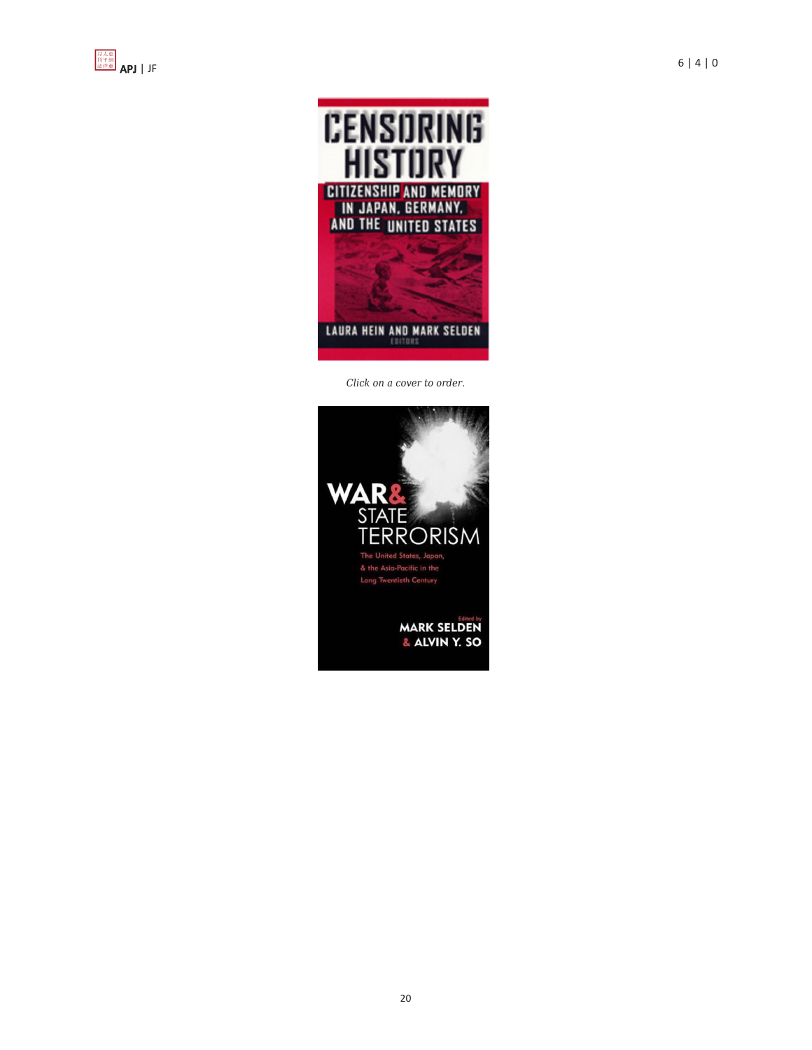*Click on a cover to order.*